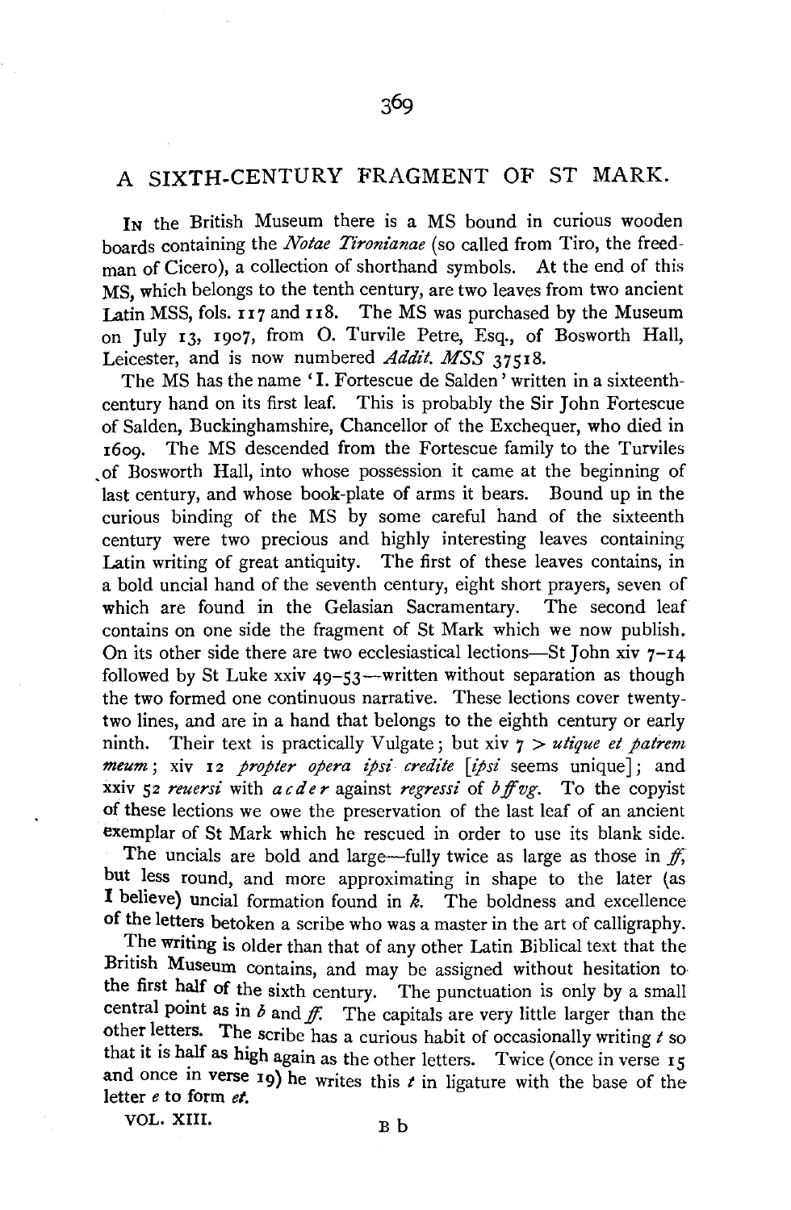# A SIXTH-CENTURY FRAGMENT OF ST MARK.

In the British Museum there is a MS bound in curious wooden boards containing the *Notae Tironianae* (so called from Tiro, the freedman of Cicero), a collection of shorthand symbols. At the end of this MS, which belongs to the tenth century, are two leaves from two ancient Latin MSS, fols. 117 and 118. The MS was purchased by the Museum on July 13, 1907, from O. Turvile Petre, Esq., of Bosworth Hall, Leicester, and is now numbered *Addit. MSS* 37518.

The MS has the name 'I. Fortescue de Salden' written in a sixteenth-century hand on its first leaf. This is probably the Sir John Fortescue of Salden, Buckinghamshire, Chancellor of the Exchequer, who died in 1609. The MS descended from the Fortescue family to the Turviles of Bosworth Hall, into whose possession it came at the beginning of last century, and whose book-plate of arms it bears. Bound up in the curious binding of the MS by some careful hand of the sixteenth century were two precious and highly interesting leaves containing Latin writing of great antiquity. The first of these leaves contains, in a bold uncial hand of the seventh century, eight short prayers, seven of which are found in the Gelasian Sacramentary. The second leaf contains on one side the fragment of St Mark which we now publish. On its other side there are two ecclesiastical lections—St John xiv 7–14 followed by St Luke xxiv 49–53—written without separation as though the two formed one continuous narrative. These lections cover twenty-two lines, and are in a hand that belongs to the eighth century or early ninth. Their text is practically Vulgate; but xiv 7 > *utique et patrem meum*; xiv 12 *propter opera ipsi credite* [*ipsi* seems unique]; and xxiv 52 *reuersi* with *a c d e r* against *regressi* of *b ff v g*. To the copyist of these lections we owe the preservation of the last leaf of an ancient exemplar of St Mark which he rescued in order to use its blank side.

The uncials are bold and large—fully twice as large as those in *ff*, but less round, and more approximating in shape to the later (as I believe) uncial formation found in *k*. The boldness and excellence of the letters betoken a scribe who was a master in the art of calligraphy.

The writing is older than that of any other Latin Biblical text that the British Museum contains, and may be assigned without hesitation to the first half of the sixth century. The punctuation is only by a small central point as in *b* and *ff*. The capitals are very little larger than the other letters. The scribe has a curious habit of occasionally writing *t* so that it is half as high again as the other letters. Twice (once in verse 15 and once in verse 19) he writes this *t* in ligature with the base of the letter *e* to form *et*.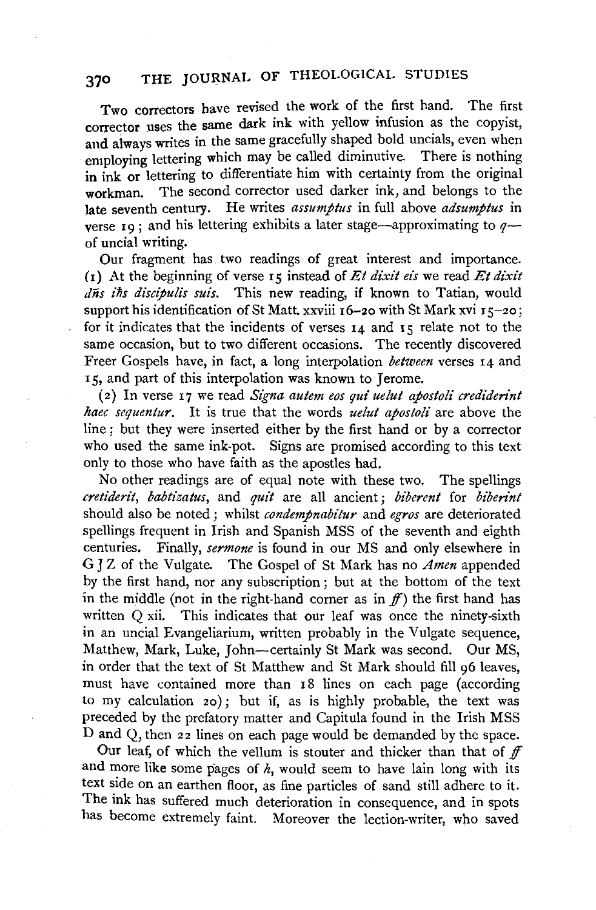Two correctors have revised the work of the first hand. The first corrector uses the same dark ink with yellow infusion as the copyist, and always writes in the same gracefully shaped bold uncials, even when employing lettering which may be called diminutive. There is nothing in ink or lettering to differentiate him with certainty from the original workman. The second corrector used darker ink, and belongs to the late seventh century. He writes *assumptus* in full above *adsumptus* in verse 19; and his lettering exhibits a later stage—approximating to *q*—of uncial writing.

Our fragment has two readings of great interest and importance. (1) At the beginning of verse 15 instead of *Et dixit eis* we read *Et dixit dn̄s ih̄s discipulis suis.* This new reading, if known to Tatian, would support his identification of St Matt. xxviii 16–20 with St Mark xvi 15–20; for it indicates that the incidents of verses 14 and 15 relate not to the same occasion, but to two different occasions. The recently discovered Freer Gospels have, in fact, a long interpolation *between* verses 14 and 15, and part of this interpolation was known to Jerome.

(2) In verse 17 we read *Signa autem eos qui uelut apostoli crediderint haec sequentur.* It is true that the words *uelut apostoli* are above the line; but they were inserted either by the first hand or by a corrector who used the same ink-pot. Signs are promised according to this text only to those who have faith as the apostles had.

No other readings are of equal note with these two. The spellings *cretiderit*, *babtizatus*, and *quit* are all ancient; *biberent* for *biberint* should also be noted; whilst *condempnabitur* and *egros* are deteriorated spellings frequent in Irish and Spanish MSS of the seventh and eighth centuries. Finally, *sermone* is found in our MS and only elsewhere in G J Z of the Vulgate. The Gospel of St Mark has no *Amen* appended by the first hand, nor any subscription; but at the bottom of the text in the middle (not in the right-hand corner as in *ff*) the first hand has written Q xii. This indicates that our leaf was once the ninety-sixth in an uncial Evangeliarium, written probably in the Vulgate sequence, Matthew, Mark, Luke, John—certainly St Mark was second. Our MS, in order that the text of St Matthew and St Mark should fill 96 leaves, must have contained more than 18 lines on each page (according to my calculation 20); but if, as is highly probable, the text was preceded by the prefatory matter and Capitula found in the Irish MSS D and Q, then 22 lines on each page would be demanded by the space.

Our leaf, of which the vellum is stouter and thicker than that of *ff* and more like some pages of *h*, would seem to have lain long with its text side on an earthen floor, as fine particles of sand still adhere to it. The ink has suffered much deterioration in consequence, and in spots has become extremely faint. Moreover the lection-writer, who saved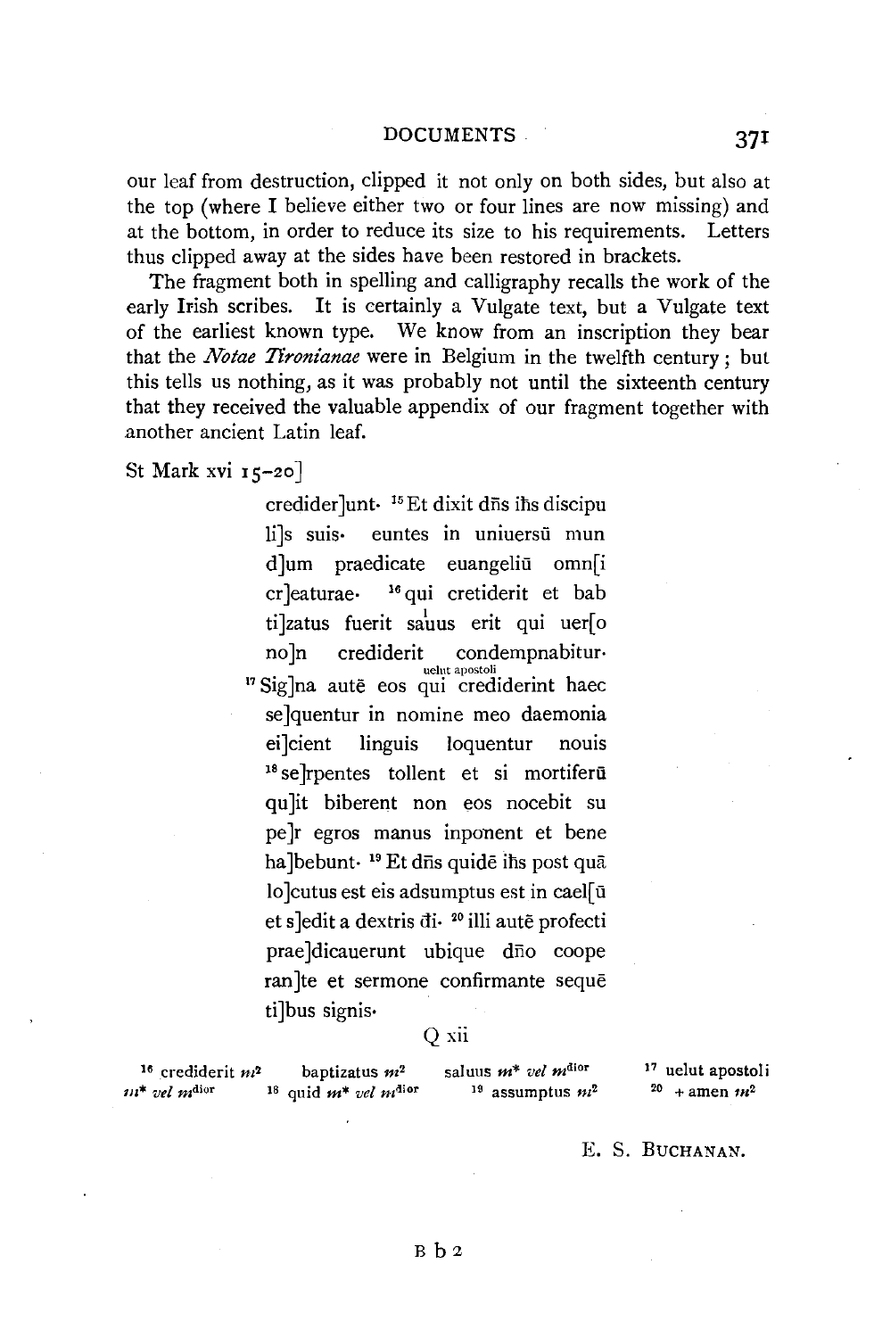our leaf from destruction, clipped it not only on both sides, but also at the top (where I believe either two or four lines are now missing) and at the bottom, in order to reduce its size to his requirements. Letters thus clipped away at the sides have been restored in brackets.

The fragment both in spelling and calligraphy recalls the work of the early Irish scribes. It is certainly a Vulgate text, but a Vulgate text of the earliest known type. We know from an inscription they bear that the *Notae Tironianae* were in Belgium in the twelfth century; but this tells us nothing, as it was probably not until the sixteenth century that they received the valuable appendix of our fragment together with another ancient Latin leaf.

St Mark xvi 15–20]

> credider]unt· [15] Et dixit dn̄s ih̄s discipu
> li]s suis· euntes in uniuersū mun
> d]um praedicate euangeliū omn[i
> cr]eaturae· [16] qui cretiderit et bab
> ti]zatus fuerit sa^l^uus erit qui uer[o
> no]n crediderit condempnabitur·
> uelut apostoli
> [17] Sig]na autē eos qui crediderint haec
> se]quentur in nomine meo daemonia
> ei]cient linguis loquentur nouis
> [18] se]rpentes tollent et si mortiferū
> qu]it biberent non eos nocebit su
> pe]r egros manus inponent et bene
> ha]bebunt· [19] Et dn̄s quidē ih̄s post quā
> lo]cutus est eis adsumptus est in cael[ū
> et s]edit a dextris d̄i· [20] illi autē profecti
> prae]dicauerunt ubique dn̄o coope
> ran]te et sermone confirmante sequē
> ti]bus signis·

Q xii

[16] crediderit *m*[2] baptizatus *m*[2] saluus *m*\* *vel m*[dior] [17] uelut apostoli *m*\* *vel m*[dior] [18] quid *m*\* *vel m*[dior] [19] assumptus *m*[2] [20] + amen *m*[2]

E. S. Buchanan.